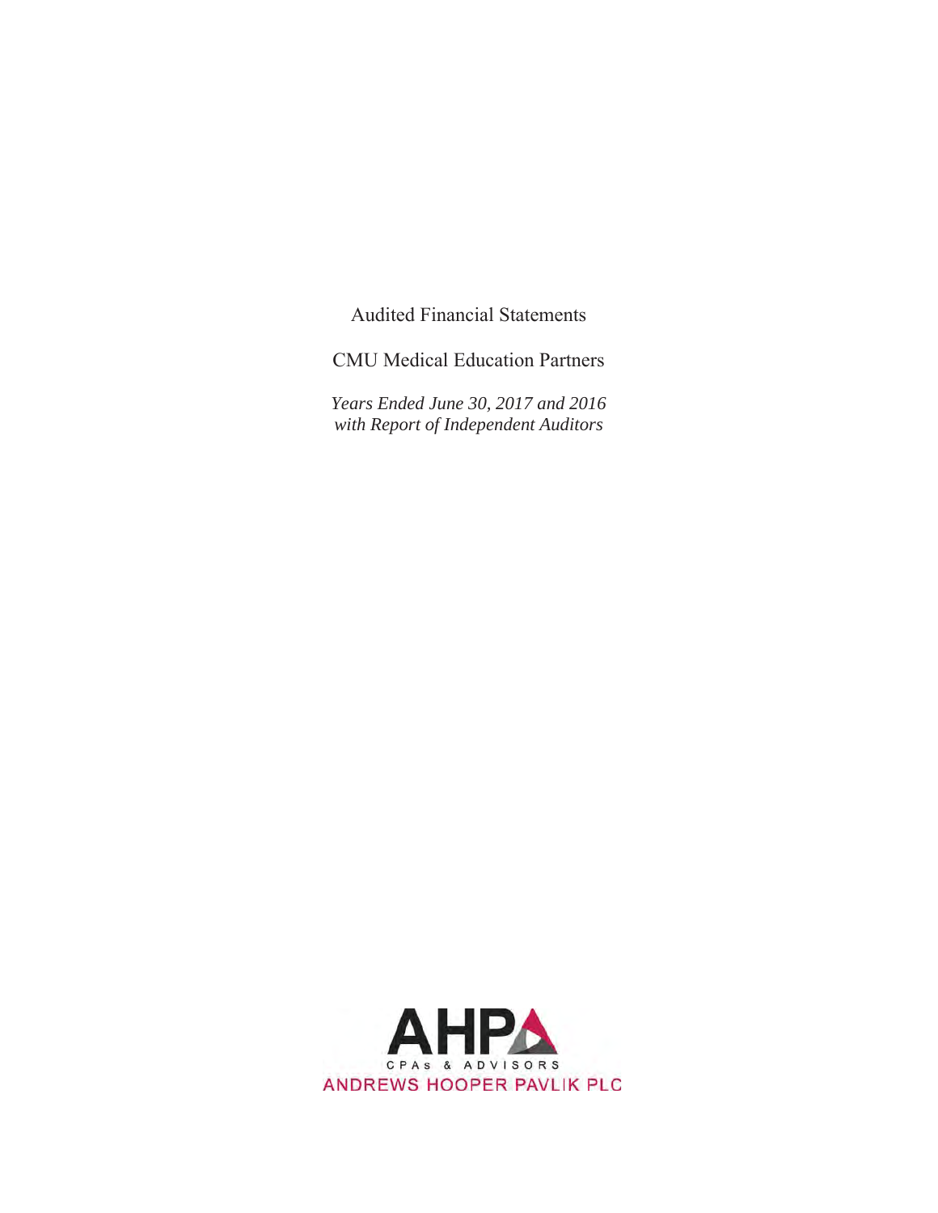Audited Financial Statements

CMU Medical Education Partners

*Years Ended June 30, 2017 and 2016*
*with Report of Independent Auditors*

AHP
CPAs & ADVISORS
ANDREWS HOOPER PAVLIK PLC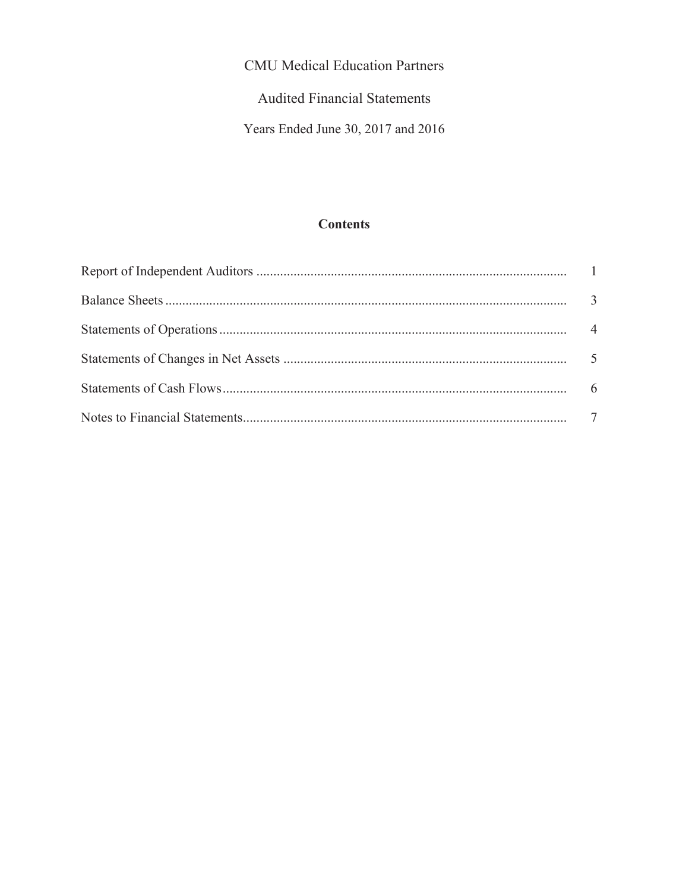CMU Medical Education Partners

Audited Financial Statements

Years Ended June 30, 2017 and 2016

## Contents

| | |
|---|---|
| Report of Independent Auditors | 1 |
| Balance Sheets | 3 |
| Statements of Operations | 4 |
| Statements of Changes in Net Assets | 5 |
| Statements of Cash Flows | 6 |
| Notes to Financial Statements | 7 |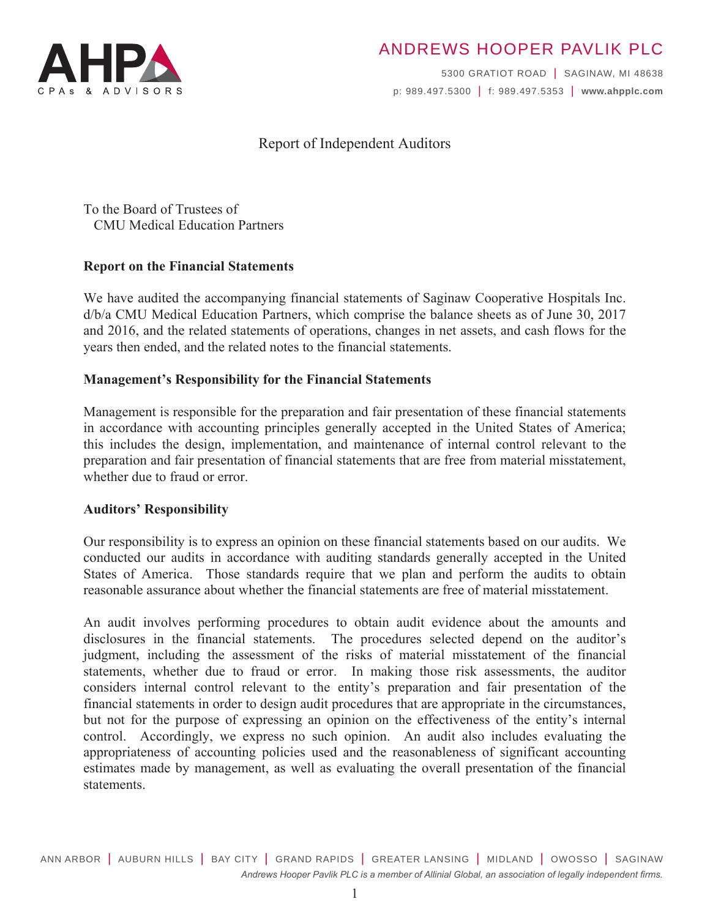# Report of Independent Auditors

To the Board of Trustees of
CMU Medical Education Partners

## Report on the Financial Statements

We have audited the accompanying financial statements of Saginaw Cooperative Hospitals Inc. d/b/a CMU Medical Education Partners, which comprise the balance sheets as of June 30, 2017 and 2016, and the related statements of operations, changes in net assets, and cash flows for the years then ended, and the related notes to the financial statements.

## Management's Responsibility for the Financial Statements

Management is responsible for the preparation and fair presentation of these financial statements in accordance with accounting principles generally accepted in the United States of America; this includes the design, implementation, and maintenance of internal control relevant to the preparation and fair presentation of financial statements that are free from material misstatement, whether due to fraud or error.

## Auditors' Responsibility

Our responsibility is to express an opinion on these financial statements based on our audits. We conducted our audits in accordance with auditing standards generally accepted in the United States of America. Those standards require that we plan and perform the audits to obtain reasonable assurance about whether the financial statements are free of material misstatement.

An audit involves performing procedures to obtain audit evidence about the amounts and disclosures in the financial statements. The procedures selected depend on the auditor's judgment, including the assessment of the risks of material misstatement of the financial statements, whether due to fraud or error. In making those risk assessments, the auditor considers internal control relevant to the entity's preparation and fair presentation of the financial statements in order to design audit procedures that are appropriate in the circumstances, but not for the purpose of expressing an opinion on the effectiveness of the entity's internal control. Accordingly, we express no such opinion. An audit also includes evaluating the appropriateness of accounting policies used and the reasonableness of significant accounting estimates made by management, as well as evaluating the overall presentation of the financial statements.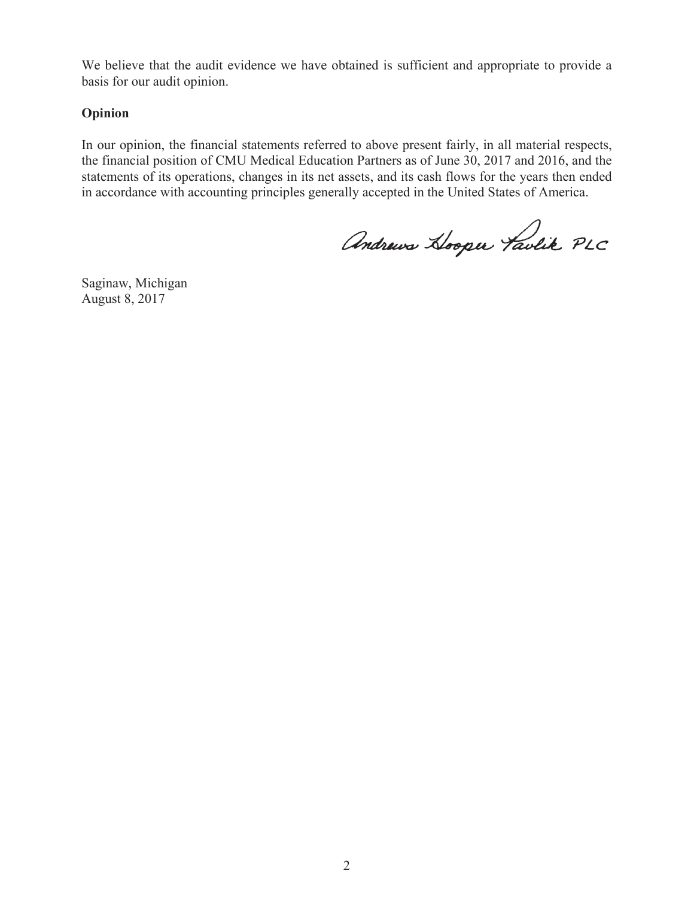We believe that the audit evidence we have obtained is sufficient and appropriate to provide a basis for our audit opinion.

**Opinion**

In our opinion, the financial statements referred to above present fairly, in all material respects, the financial position of CMU Medical Education Partners as of June 30, 2017 and 2016, and the statements of its operations, changes in its net assets, and its cash flows for the years then ended in accordance with accounting principles generally accepted in the United States of America.

Andrews Hooper Pavlik PLC

Saginaw, Michigan
August 8, 2017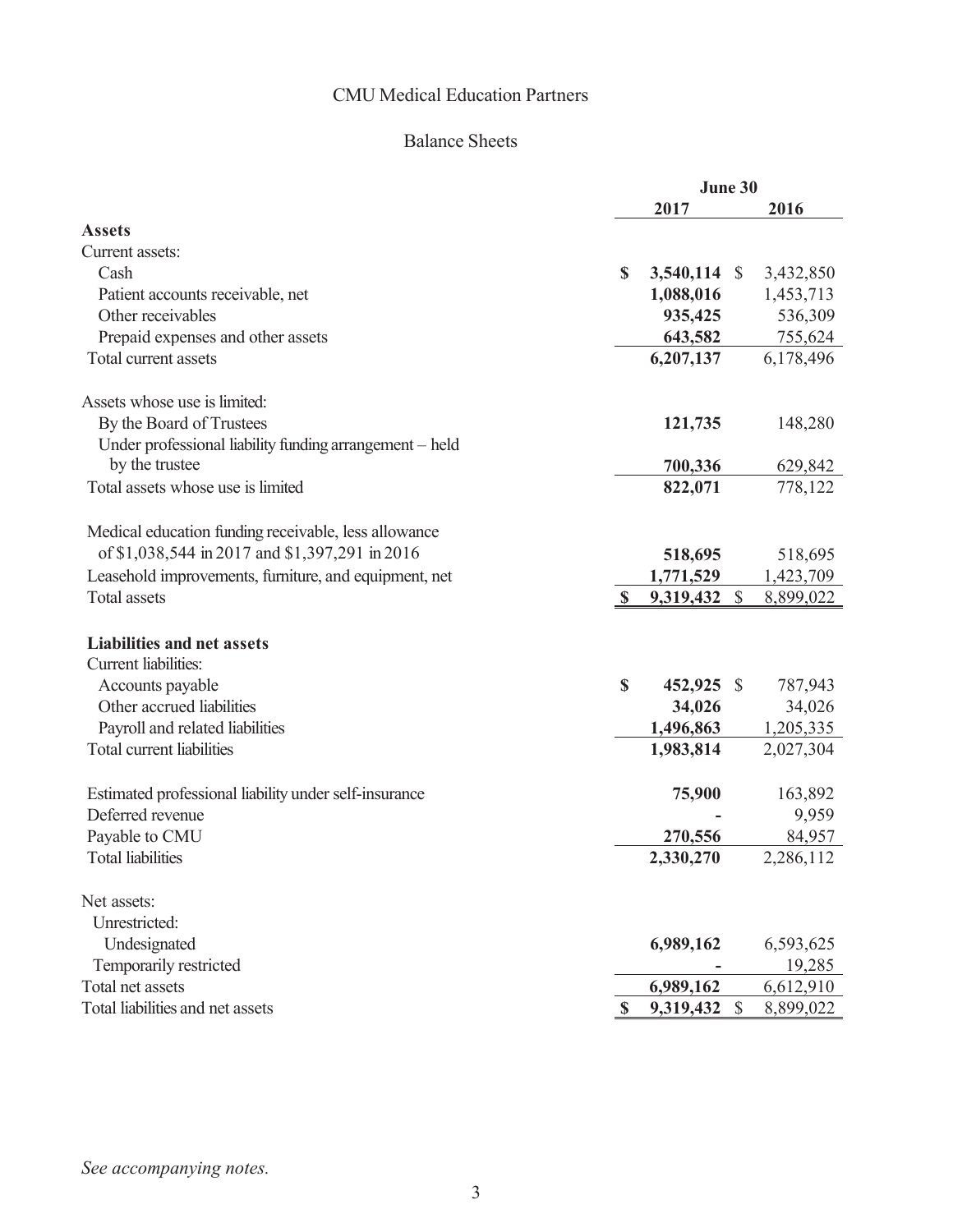# CMU Medical Education Partners

## Balance Sheets

| | June 30 | |
|---|---|---|
| | **2017** | **2016** |
| **Assets** | | |
| Current assets: | | |
| Cash | **$ 3,540,114** | $ 3,432,850 |
| Patient accounts receivable, net | **1,088,016** | 1,453,713 |
| Other receivables | **935,425** | 536,309 |
| Prepaid expenses and other assets | **643,582** | 755,624 |
| Total current assets | **6,207,137** | 6,178,496 |
| | | |
| Assets whose use is limited: | | |
| By the Board of Trustees | **121,735** | 148,280 |
| Under professional liability funding arrangement – held by the trustee | **700,336** | 629,842 |
| Total assets whose use is limited | **822,071** | 778,122 |
| | | |
| Medical education funding receivable, less allowance of $1,038,544 in 2017 and $1,397,291 in 2016 | **518,695** | 518,695 |
| Leasehold improvements, furniture, and equipment, net | **1,771,529** | 1,423,709 |
| Total assets | **$ 9,319,432** | $ 8,899,022 |
| | | |
| **Liabilities and net assets** | | |
| Current liabilities: | | |
| Accounts payable | **$ 452,925** | $ 787,943 |
| Other accrued liabilities | **34,026** | 34,026 |
| Payroll and related liabilities | **1,496,863** | 1,205,335 |
| Total current liabilities | **1,983,814** | 2,027,304 |
| | | |
| Estimated professional liability under self-insurance | **75,900** | 163,892 |
| Deferred revenue | **-** | 9,959 |
| Payable to CMU | **270,556** | 84,957 |
| Total liabilities | **2,330,270** | 2,286,112 |
| | | |
| Net assets: | | |
| Unrestricted: | | |
| Undesignated | **6,989,162** | 6,593,625 |
| Temporarily restricted | **-** | 19,285 |
| Total net assets | **6,989,162** | 6,612,910 |
| Total liabilities and net assets | **$ 9,319,432** | $ 8,899,022 |

*See accompanying notes.*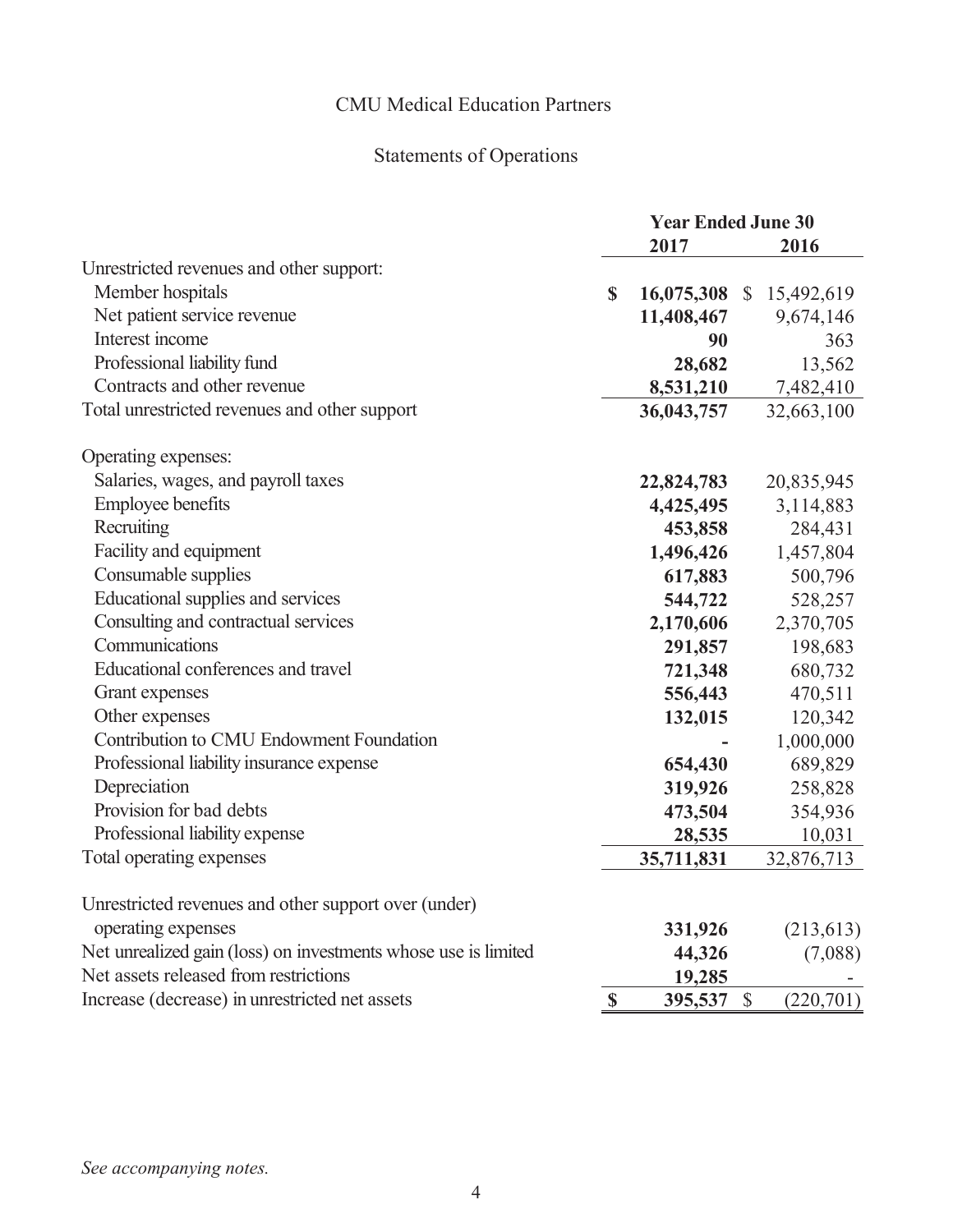# CMU Medical Education Partners

## Statements of Operations

| | Year Ended June 30 | |
|---|---|---|
| | **2017** | 2016 |
| Unrestricted revenues and other support: | | |
| Member hospitals | **$ 16,075,308** | $ 15,492,619 |
| Net patient service revenue | **11,408,467** | 9,674,146 |
| Interest income | **90** | 363 |
| Professional liability fund | **28,682** | 13,562 |
| Contracts and other revenue | **8,531,210** | 7,482,410 |
| Total unrestricted revenues and other support | **36,043,757** | 32,663,100 |
| | | |
| Operating expenses: | | |
| Salaries, wages, and payroll taxes | **22,824,783** | 20,835,945 |
| Employee benefits | **4,425,495** | 3,114,883 |
| Recruiting | **453,858** | 284,431 |
| Facility and equipment | **1,496,426** | 1,457,804 |
| Consumable supplies | **617,883** | 500,796 |
| Educational supplies and services | **544,722** | 528,257 |
| Consulting and contractual services | **2,170,606** | 2,370,705 |
| Communications | **291,857** | 198,683 |
| Educational conferences and travel | **721,348** | 680,732 |
| Grant expenses | **556,443** | 470,511 |
| Other expenses | **132,015** | 120,342 |
| Contribution to CMU Endowment Foundation | **-** | 1,000,000 |
| Professional liability insurance expense | **654,430** | 689,829 |
| Depreciation | **319,926** | 258,828 |
| Provision for bad debts | **473,504** | 354,936 |
| Professional liability expense | **28,535** | 10,031 |
| Total operating expenses | **35,711,831** | 32,876,713 |
| | | |
| Unrestricted revenues and other support over (under) operating expenses | **331,926** | (213,613) |
| Net unrealized gain (loss) on investments whose use is limited | **44,326** | (7,088) |
| Net assets released from restrictions | **19,285** | - |
| Increase (decrease) in unrestricted net assets | **$ 395,537** | $ (220,701) |

*See accompanying notes.*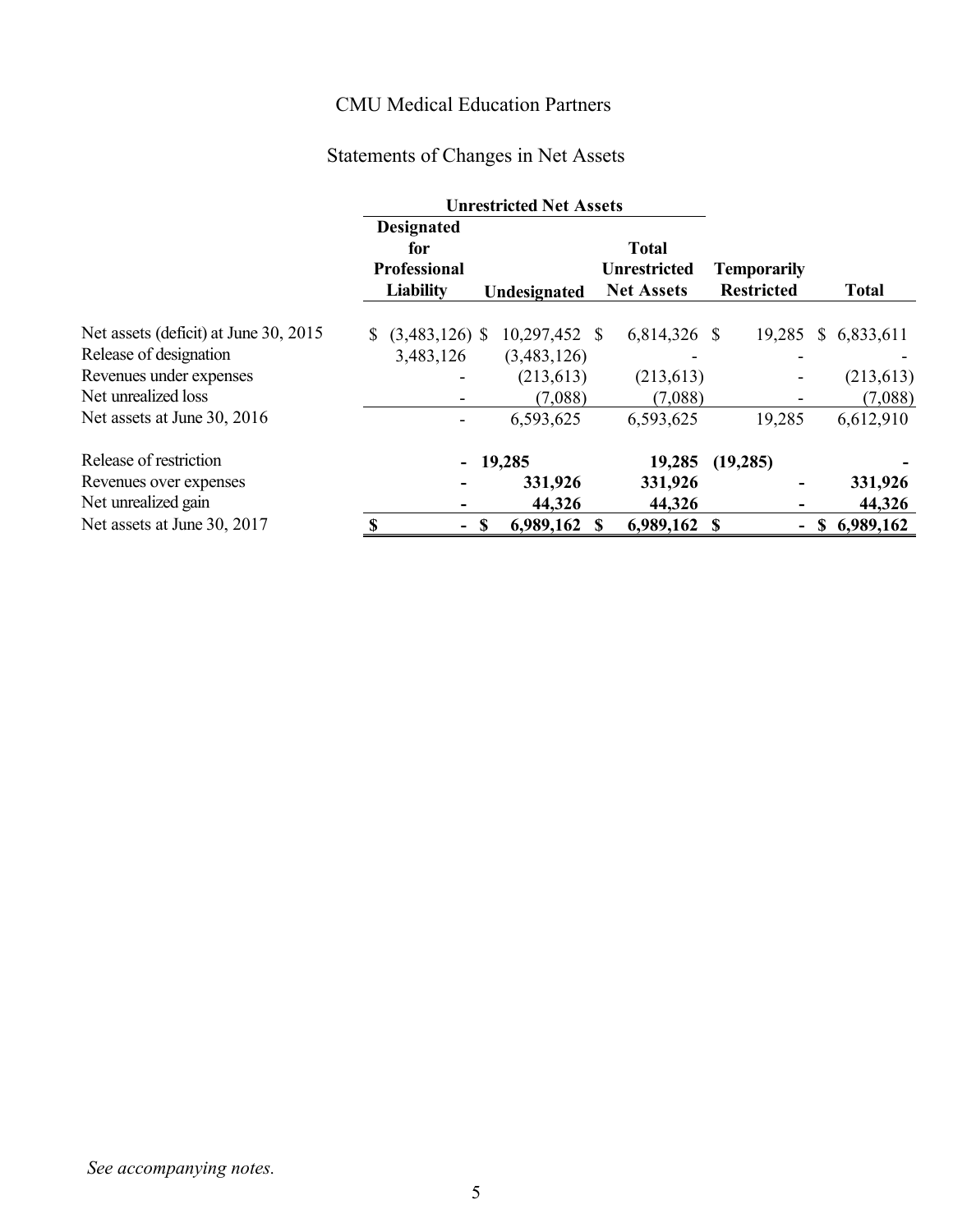CMU Medical Education Partners

Statements of Changes in Net Assets

| | Unrestricted Net Assets | | | | |
|---|---|---|---|---|---|
| | Designated for Professional Liability | Undesignated | Total Unrestricted Net Assets | Temporarily Restricted | Total |
| Net assets (deficit) at June 30, 2015 | $ (3,483,126) | $ 10,297,452 | $ 6,814,326 | $ 19,285 | $ 6,833,611 |
| Release of designation | 3,483,126 | (3,483,126) | - | - | - |
| Revenues under expenses | - | (213,613) | (213,613) | - | (213,613) |
| Net unrealized loss | - | (7,088) | (7,088) | - | (7,088) |
| Net assets at June 30, 2016 | - | 6,593,625 | 6,593,625 | 19,285 | 6,612,910 |
| Release of restriction | **-** | **19,285** | **19,285** | **(19,285)** | **-** |
| Revenues over expenses | **-** | **331,926** | **331,926** | **-** | **331,926** |
| Net unrealized gain | **-** | **44,326** | **44,326** | **-** | **44,326** |
| Net assets at June 30, 2017 | **$ -** | **$ 6,989,162** | **$ 6,989,162** | **$ -** | **$ 6,989,162** |

*See accompanying notes.*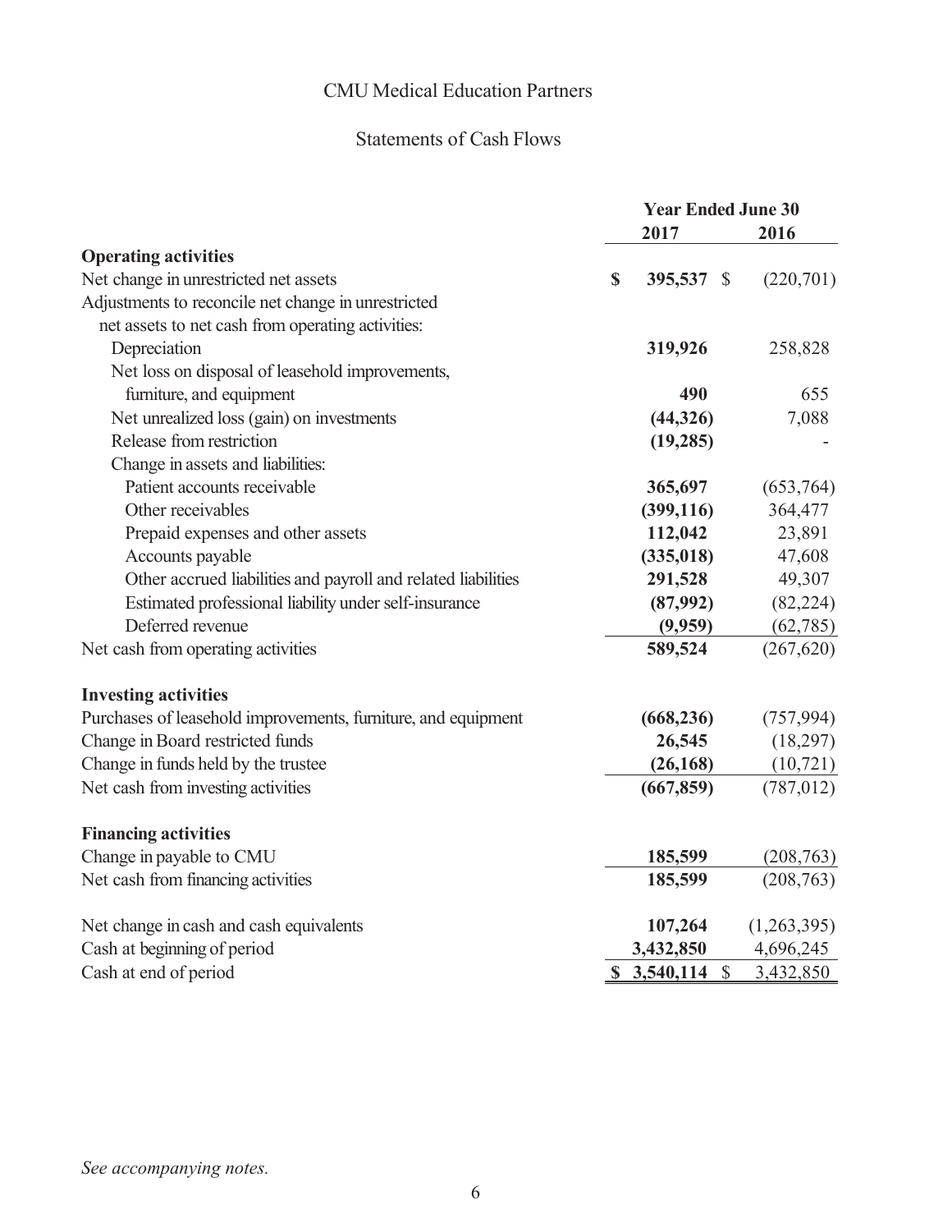# CMU Medical Education Partners

## Statements of Cash Flows

| | Year Ended June 30 | |
|---|---|---|
| | **2017** | **2016** |
| **Operating activities** | | |
| Net change in unrestricted net assets | **$ 395,537** | $ (220,701) |
| Adjustments to reconcile net change in unrestricted net assets to net cash from operating activities: | | |
| Depreciation | **319,926** | 258,828 |
| Net loss on disposal of leasehold improvements, furniture, and equipment | **490** | 655 |
| Net unrealized loss (gain) on investments | **(44,326)** | 7,088 |
| Release from restriction | **(19,285)** | - |
| Change in assets and liabilities: | | |
| Patient accounts receivable | **365,697** | (653,764) |
| Other receivables | **(399,116)** | 364,477 |
| Prepaid expenses and other assets | **112,042** | 23,891 |
| Accounts payable | **(335,018)** | 47,608 |
| Other accrued liabilities and payroll and related liabilities | **291,528** | 49,307 |
| Estimated professional liability under self-insurance | **(87,992)** | (82,224) |
| Deferred revenue | **(9,959)** | (62,785) |
| Net cash from operating activities | **589,524** | (267,620) |
| **Investing activities** | | |
| Purchases of leasehold improvements, furniture, and equipment | **(668,236)** | (757,994) |
| Change in Board restricted funds | **26,545** | (18,297) |
| Change in funds held by the trustee | **(26,168)** | (10,721) |
| Net cash from investing activities | **(667,859)** | (787,012) |
| **Financing activities** | | |
| Change in payable to CMU | **185,599** | (208,763) |
| Net cash from financing activities | **185,599** | (208,763) |
| Net change in cash and cash equivalents | **107,264** | (1,263,395) |
| Cash at beginning of period | **3,432,850** | 4,696,245 |
| Cash at end of period | **$ 3,540,114** | $ 3,432,850 |

*See accompanying notes.*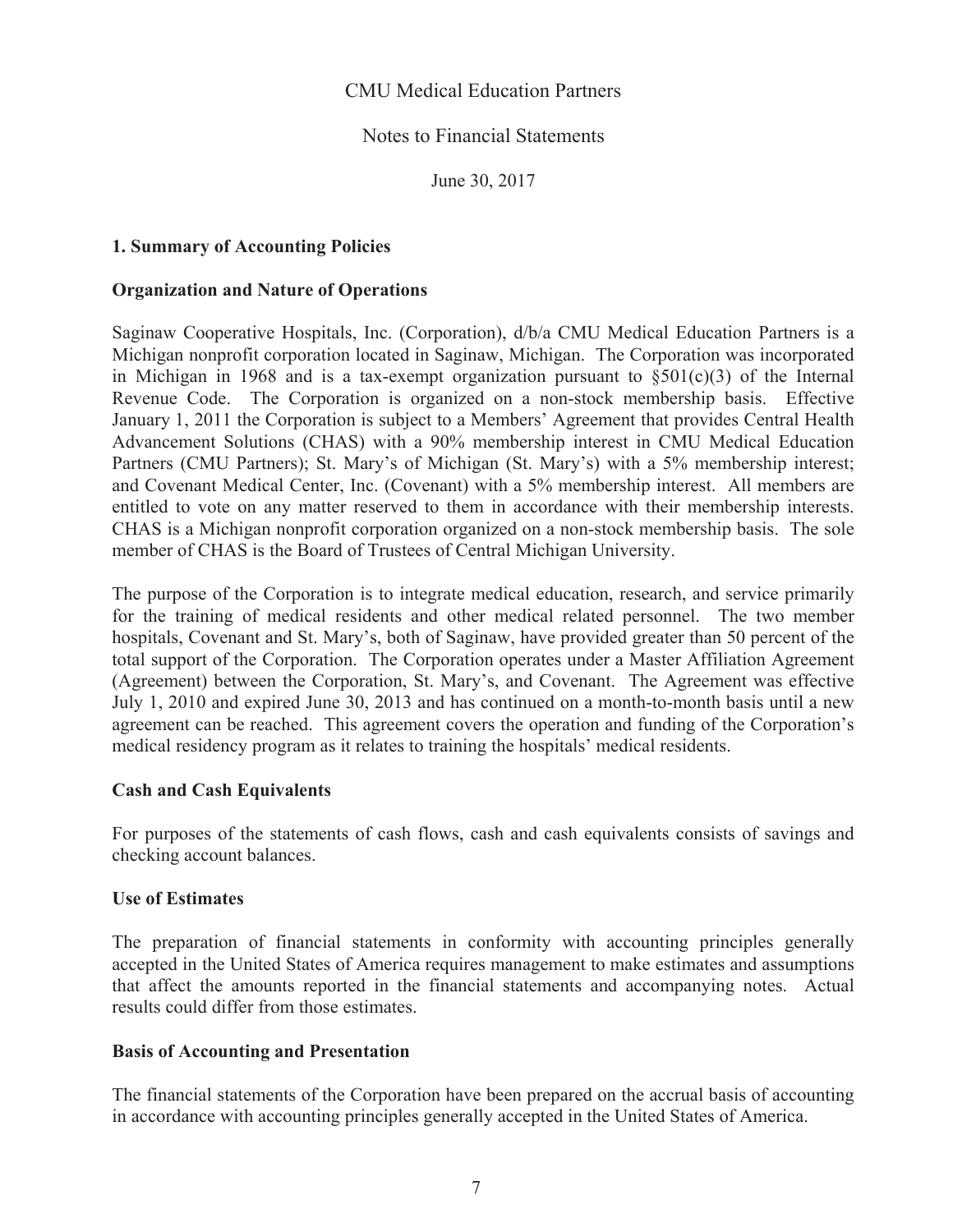# CMU Medical Education Partners

## Notes to Financial Statements

June 30, 2017

### 1. Summary of Accounting Policies

#### Organization and Nature of Operations

Saginaw Cooperative Hospitals, Inc. (Corporation), d/b/a CMU Medical Education Partners is a Michigan nonprofit corporation located in Saginaw, Michigan. The Corporation was incorporated in Michigan in 1968 and is a tax-exempt organization pursuant to §501(c)(3) of the Internal Revenue Code. The Corporation is organized on a non-stock membership basis. Effective January 1, 2011 the Corporation is subject to a Members' Agreement that provides Central Health Advancement Solutions (CHAS) with a 90% membership interest in CMU Medical Education Partners (CMU Partners); St. Mary's of Michigan (St. Mary's) with a 5% membership interest; and Covenant Medical Center, Inc. (Covenant) with a 5% membership interest. All members are entitled to vote on any matter reserved to them in accordance with their membership interests. CHAS is a Michigan nonprofit corporation organized on a non-stock membership basis. The sole member of CHAS is the Board of Trustees of Central Michigan University.

The purpose of the Corporation is to integrate medical education, research, and service primarily for the training of medical residents and other medical related personnel. The two member hospitals, Covenant and St. Mary's, both of Saginaw, have provided greater than 50 percent of the total support of the Corporation. The Corporation operates under a Master Affiliation Agreement (Agreement) between the Corporation, St. Mary's, and Covenant. The Agreement was effective July 1, 2010 and expired June 30, 2013 and has continued on a month-to-month basis until a new agreement can be reached. This agreement covers the operation and funding of the Corporation's medical residency program as it relates to training the hospitals' medical residents.

#### Cash and Cash Equivalents

For purposes of the statements of cash flows, cash and cash equivalents consists of savings and checking account balances.

#### Use of Estimates

The preparation of financial statements in conformity with accounting principles generally accepted in the United States of America requires management to make estimates and assumptions that affect the amounts reported in the financial statements and accompanying notes. Actual results could differ from those estimates.

#### Basis of Accounting and Presentation

The financial statements of the Corporation have been prepared on the accrual basis of accounting in accordance with accounting principles generally accepted in the United States of America.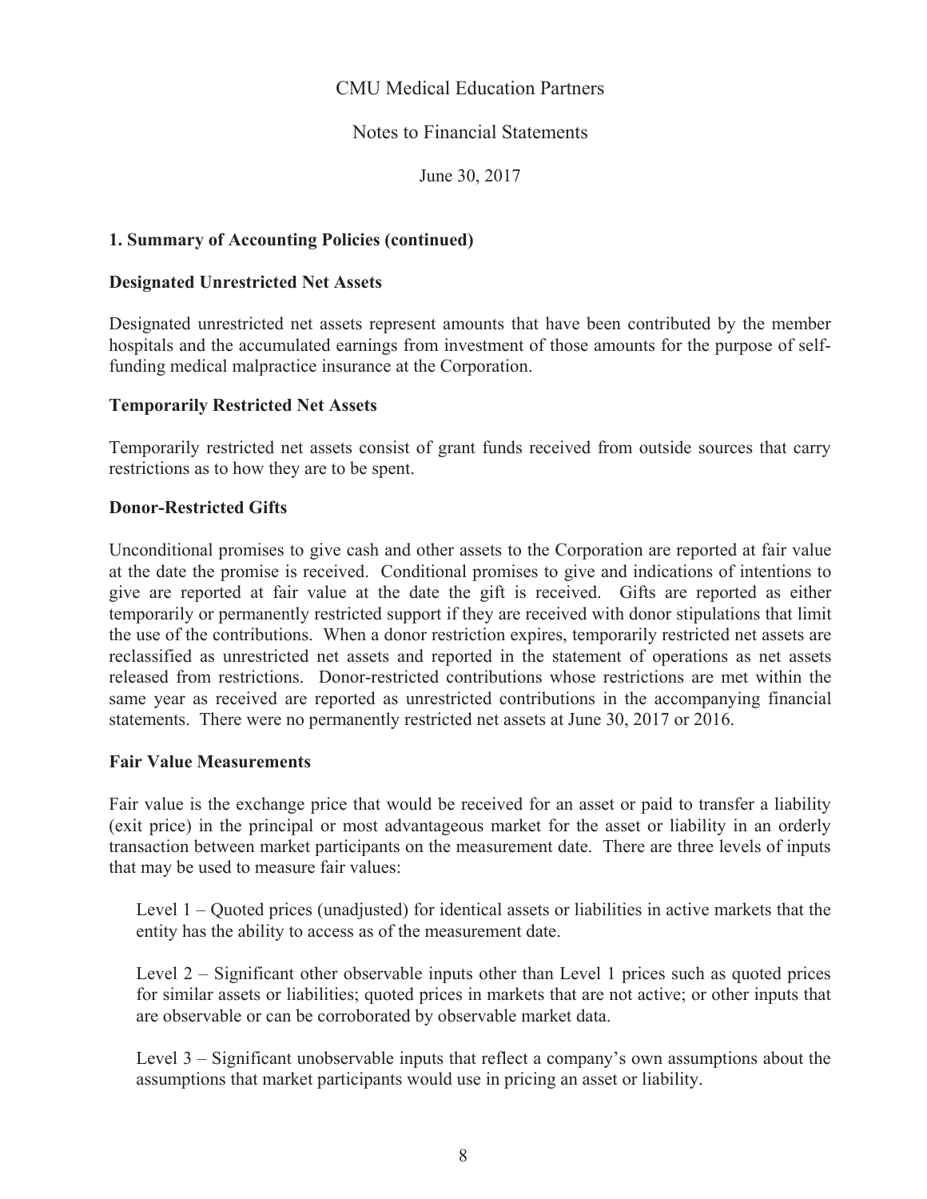### 1. Summary of Accounting Policies (continued)

#### Designated Unrestricted Net Assets

Designated unrestricted net assets represent amounts that have been contributed by the member hospitals and the accumulated earnings from investment of those amounts for the purpose of self-funding medical malpractice insurance at the Corporation.

#### Temporarily Restricted Net Assets

Temporarily restricted net assets consist of grant funds received from outside sources that carry restrictions as to how they are to be spent.

#### Donor-Restricted Gifts

Unconditional promises to give cash and other assets to the Corporation are reported at fair value at the date the promise is received. Conditional promises to give and indications of intentions to give are reported at fair value at the date the gift is received. Gifts are reported as either temporarily or permanently restricted support if they are received with donor stipulations that limit the use of the contributions. When a donor restriction expires, temporarily restricted net assets are reclassified as unrestricted net assets and reported in the statement of operations as net assets released from restrictions. Donor-restricted contributions whose restrictions are met within the same year as received are reported as unrestricted contributions in the accompanying financial statements. There were no permanently restricted net assets at June 30, 2017 or 2016.

#### Fair Value Measurements

Fair value is the exchange price that would be received for an asset or paid to transfer a liability (exit price) in the principal or most advantageous market for the asset or liability in an orderly transaction between market participants on the measurement date. There are three levels of inputs that may be used to measure fair values:

Level 1 – Quoted prices (unadjusted) for identical assets or liabilities in active markets that the entity has the ability to access as of the measurement date.

Level 2 – Significant other observable inputs other than Level 1 prices such as quoted prices for similar assets or liabilities; quoted prices in markets that are not active; or other inputs that are observable or can be corroborated by observable market data.

Level 3 – Significant unobservable inputs that reflect a company's own assumptions about the assumptions that market participants would use in pricing an asset or liability.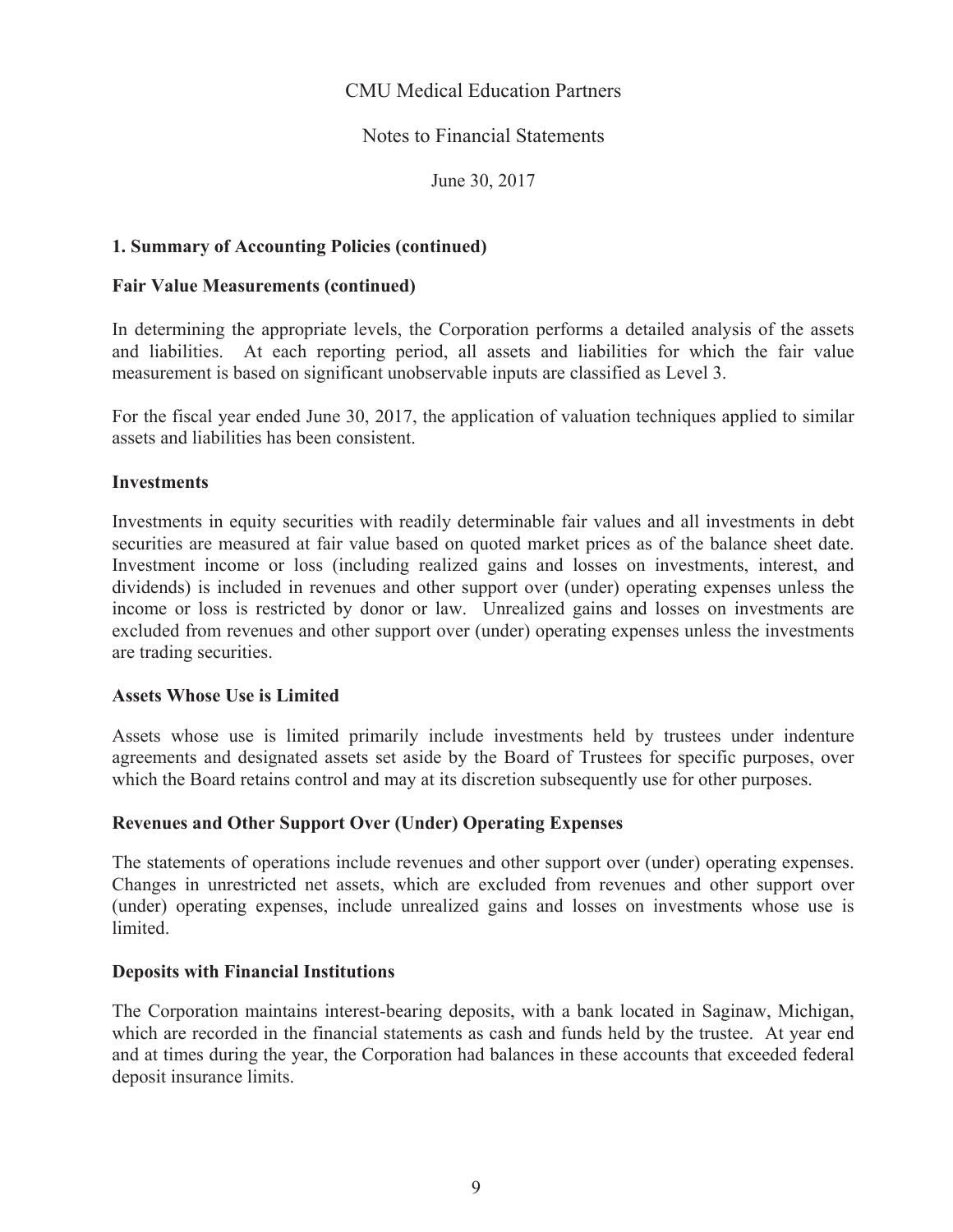# CMU Medical Education Partners

## Notes to Financial Statements

June 30, 2017

### 1. Summary of Accounting Policies (continued)

**Fair Value Measurements (continued)**

In determining the appropriate levels, the Corporation performs a detailed analysis of the assets and liabilities. At each reporting period, all assets and liabilities for which the fair value measurement is based on significant unobservable inputs are classified as Level 3.

For the fiscal year ended June 30, 2017, the application of valuation techniques applied to similar assets and liabilities has been consistent.

**Investments**

Investments in equity securities with readily determinable fair values and all investments in debt securities are measured at fair value based on quoted market prices as of the balance sheet date. Investment income or loss (including realized gains and losses on investments, interest, and dividends) is included in revenues and other support over (under) operating expenses unless the income or loss is restricted by donor or law. Unrealized gains and losses on investments are excluded from revenues and other support over (under) operating expenses unless the investments are trading securities.

**Assets Whose Use is Limited**

Assets whose use is limited primarily include investments held by trustees under indenture agreements and designated assets set aside by the Board of Trustees for specific purposes, over which the Board retains control and may at its discretion subsequently use for other purposes.

**Revenues and Other Support Over (Under) Operating Expenses**

The statements of operations include revenues and other support over (under) operating expenses. Changes in unrestricted net assets, which are excluded from revenues and other support over (under) operating expenses, include unrealized gains and losses on investments whose use is limited.

**Deposits with Financial Institutions**

The Corporation maintains interest-bearing deposits, with a bank located in Saginaw, Michigan, which are recorded in the financial statements as cash and funds held by the trustee. At year end and at times during the year, the Corporation had balances in these accounts that exceeded federal deposit insurance limits.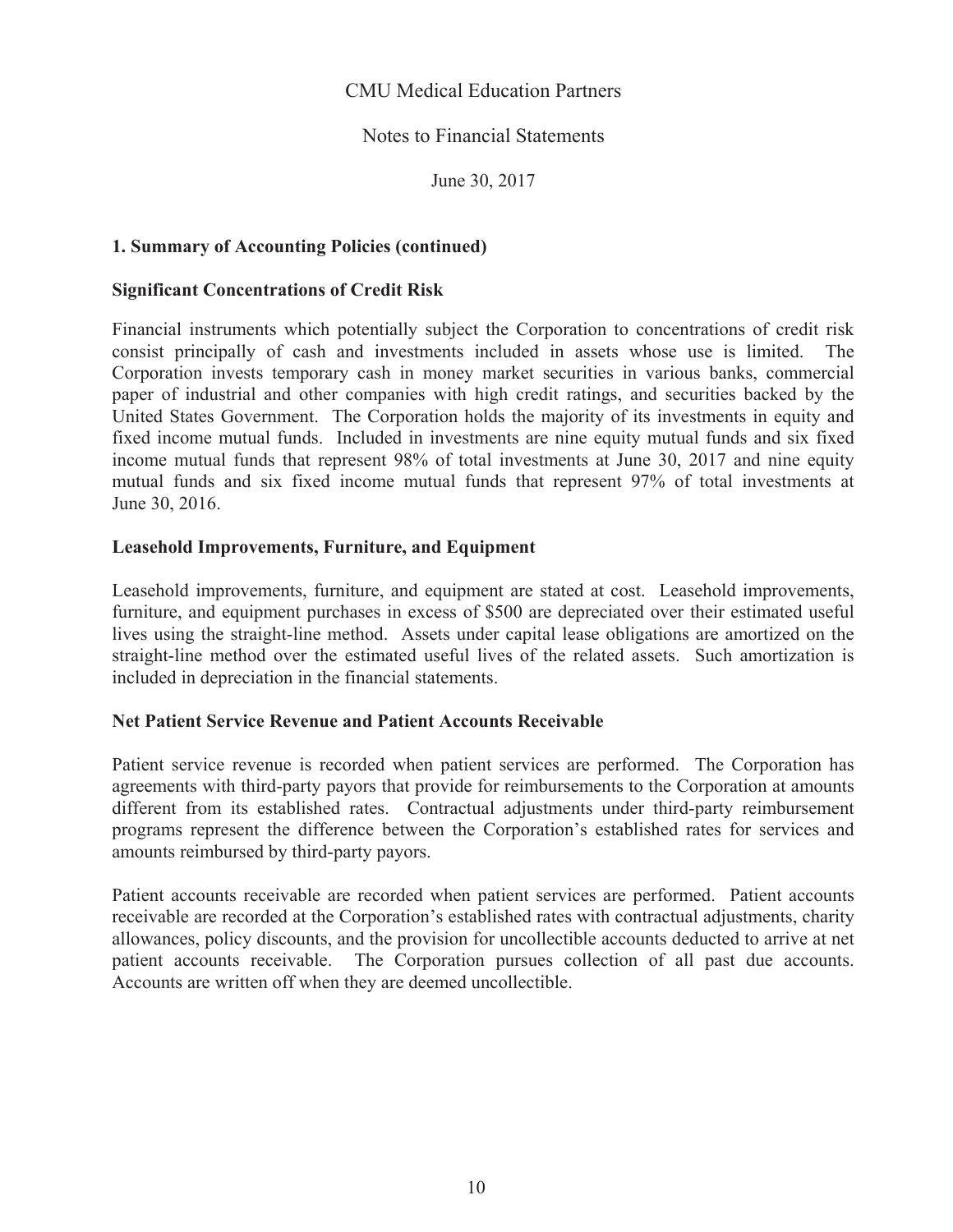CMU Medical Education Partners

Notes to Financial Statements

June 30, 2017

### 1. Summary of Accounting Policies (continued)

**Significant Concentrations of Credit Risk**

Financial instruments which potentially subject the Corporation to concentrations of credit risk consist principally of cash and investments included in assets whose use is limited. The Corporation invests temporary cash in money market securities in various banks, commercial paper of industrial and other companies with high credit ratings, and securities backed by the United States Government. The Corporation holds the majority of its investments in equity and fixed income mutual funds. Included in investments are nine equity mutual funds and six fixed income mutual funds that represent 98% of total investments at June 30, 2017 and nine equity mutual funds and six fixed income mutual funds that represent 97% of total investments at June 30, 2016.

**Leasehold Improvements, Furniture, and Equipment**

Leasehold improvements, furniture, and equipment are stated at cost. Leasehold improvements, furniture, and equipment purchases in excess of $500 are depreciated over their estimated useful lives using the straight-line method. Assets under capital lease obligations are amortized on the straight-line method over the estimated useful lives of the related assets. Such amortization is included in depreciation in the financial statements.

**Net Patient Service Revenue and Patient Accounts Receivable**

Patient service revenue is recorded when patient services are performed. The Corporation has agreements with third-party payors that provide for reimbursements to the Corporation at amounts different from its established rates. Contractual adjustments under third-party reimbursement programs represent the difference between the Corporation's established rates for services and amounts reimbursed by third-party payors.

Patient accounts receivable are recorded when patient services are performed. Patient accounts receivable are recorded at the Corporation's established rates with contractual adjustments, charity allowances, policy discounts, and the provision for uncollectible accounts deducted to arrive at net patient accounts receivable. The Corporation pursues collection of all past due accounts. Accounts are written off when they are deemed uncollectible.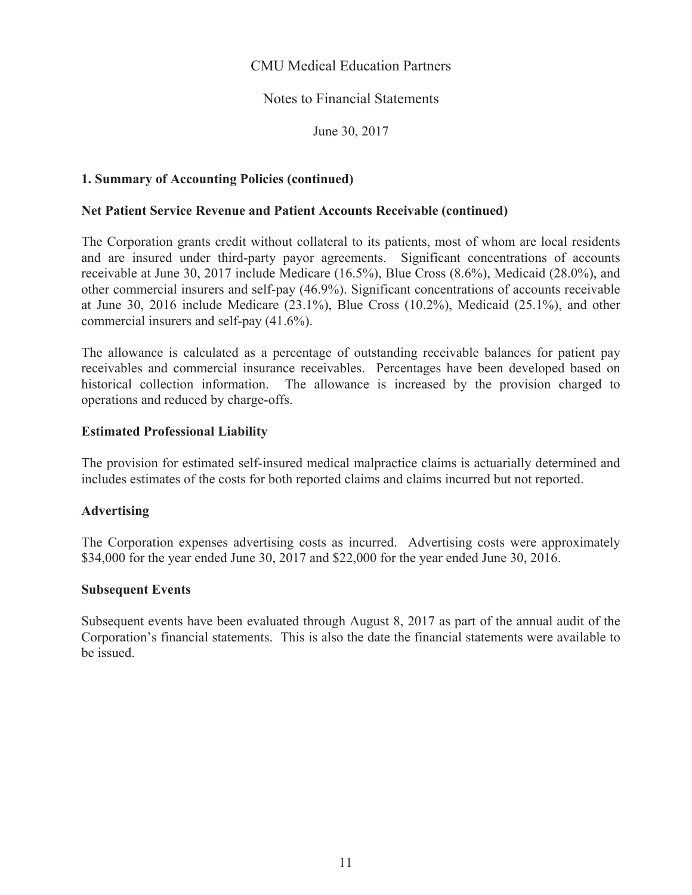CMU Medical Education Partners

Notes to Financial Statements

June 30, 2017

## 1. Summary of Accounting Policies (continued)

### Net Patient Service Revenue and Patient Accounts Receivable (continued)

The Corporation grants credit without collateral to its patients, most of whom are local residents and are insured under third-party payor agreements. Significant concentrations of accounts receivable at June 30, 2017 include Medicare (16.5%), Blue Cross (8.6%), Medicaid (28.0%), and other commercial insurers and self-pay (46.9%). Significant concentrations of accounts receivable at June 30, 2016 include Medicare (23.1%), Blue Cross (10.2%), Medicaid (25.1%), and other commercial insurers and self-pay (41.6%).

The allowance is calculated as a percentage of outstanding receivable balances for patient pay receivables and commercial insurance receivables. Percentages have been developed based on historical collection information. The allowance is increased by the provision charged to operations and reduced by charge-offs.

### Estimated Professional Liability

The provision for estimated self-insured medical malpractice claims is actuarially determined and includes estimates of the costs for both reported claims and claims incurred but not reported.

### Advertising

The Corporation expenses advertising costs as incurred. Advertising costs were approximately \$34,000 for the year ended June 30, 2017 and \$22,000 for the year ended June 30, 2016.

### Subsequent Events

Subsequent events have been evaluated through August 8, 2017 as part of the annual audit of the Corporation's financial statements. This is also the date the financial statements were available to be issued.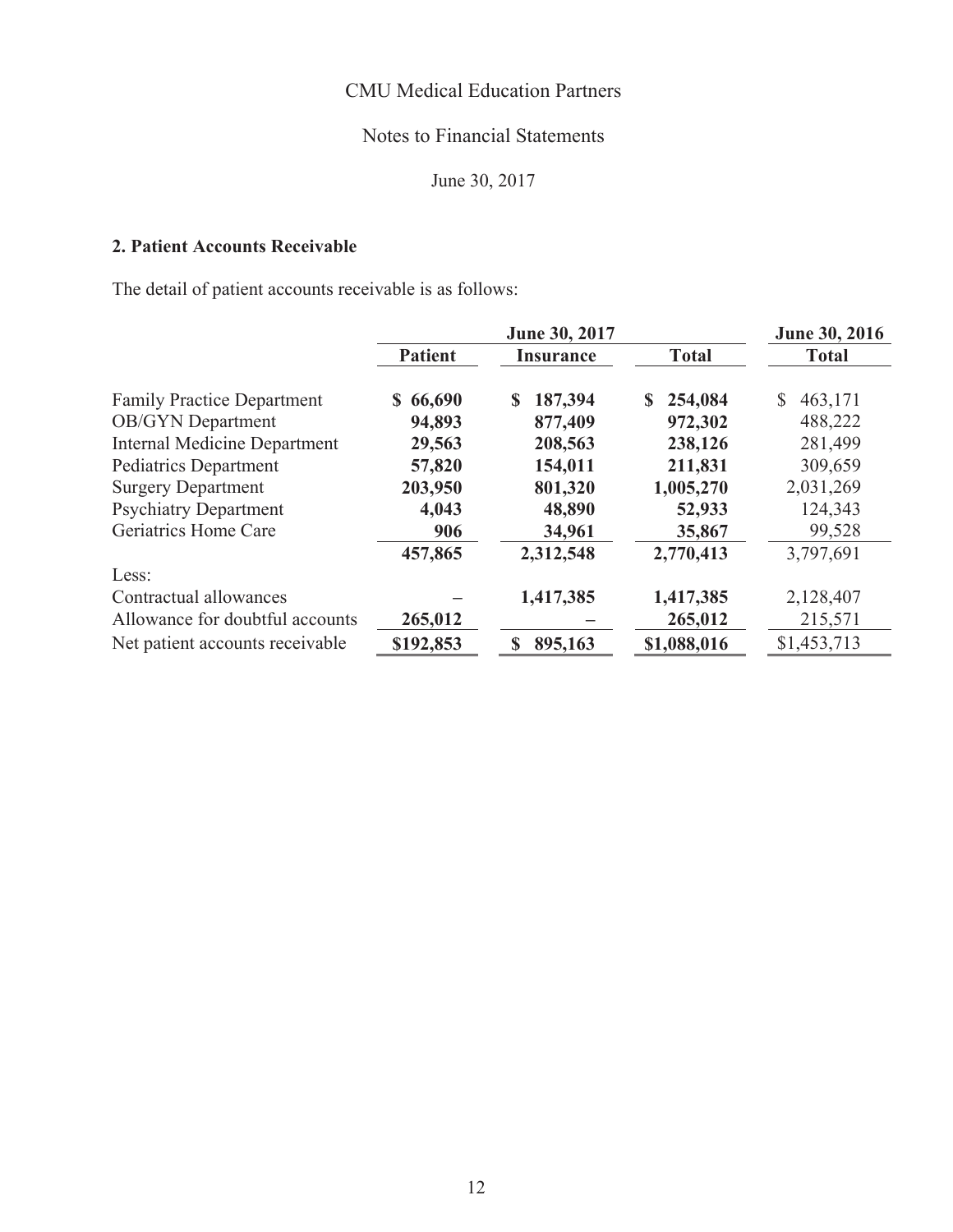CMU Medical Education Partners

Notes to Financial Statements

June 30, 2017

## 2. Patient Accounts Receivable

The detail of patient accounts receivable is as follows:

| | June 30, 2017 | | | June 30, 2016 |
|---|---|---|---|---|
| | **Patient** | **Insurance** | **Total** | **Total** |
| Family Practice Department | **$ 66,690** | **$ 187,394** | **$ 254,084** | $ 463,171 |
| OB/GYN Department | **94,893** | **877,409** | **972,302** | 488,222 |
| Internal Medicine Department | **29,563** | **208,563** | **238,126** | 281,499 |
| Pediatrics Department | **57,820** | **154,011** | **211,831** | 309,659 |
| Surgery Department | **203,950** | **801,320** | **1,005,270** | 2,031,269 |
| Psychiatry Department | **4,043** | **48,890** | **52,933** | 124,343 |
| Geriatrics Home Care | **906** | **34,961** | **35,867** | 99,528 |
| | **457,865** | **2,312,548** | **2,770,413** | 3,797,691 |
| Less: | | | | |
| Contractual allowances | **–** | **1,417,385** | **1,417,385** | 2,128,407 |
| Allowance for doubtful accounts | **265,012** | **–** | **265,012** | 215,571 |
| Net patient accounts receivable | **$192,853** | **$ 895,163** | **$1,088,016** | $1,453,713 |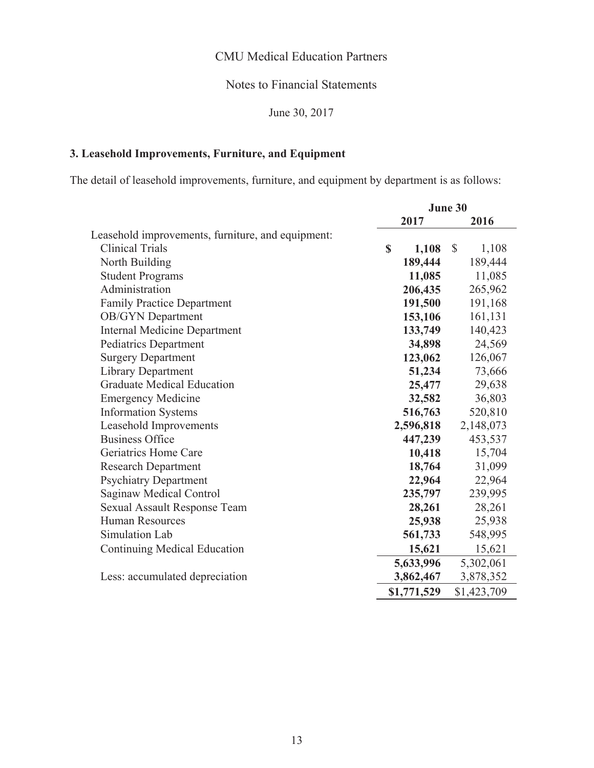CMU Medical Education Partners

Notes to Financial Statements

June 30, 2017

### 3. Leasehold Improvements, Furniture, and Equipment

The detail of leasehold improvements, furniture, and equipment by department is as follows:

| | June 30 | |
|---|---|---|
| | **2017** | **2016** |
| Leasehold improvements, furniture, and equipment: | | |
| Clinical Trials | **$ 1,108** | $ 1,108 |
| North Building | **189,444** | 189,444 |
| Student Programs | **11,085** | 11,085 |
| Administration | **206,435** | 265,962 |
| Family Practice Department | **191,500** | 191,168 |
| OB/GYN Department | **153,106** | 161,131 |
| Internal Medicine Department | **133,749** | 140,423 |
| Pediatrics Department | **34,898** | 24,569 |
| Surgery Department | **123,062** | 126,067 |
| Library Department | **51,234** | 73,666 |
| Graduate Medical Education | **25,477** | 29,638 |
| Emergency Medicine | **32,582** | 36,803 |
| Information Systems | **516,763** | 520,810 |
| Leasehold Improvements | **2,596,818** | 2,148,073 |
| Business Office | **447,239** | 453,537 |
| Geriatrics Home Care | **10,418** | 15,704 |
| Research Department | **18,764** | 31,099 |
| Psychiatry Department | **22,964** | 22,964 |
| Saginaw Medical Control | **235,797** | 239,995 |
| Sexual Assault Response Team | **28,261** | 28,261 |
| Human Resources | **25,938** | 25,938 |
| Simulation Lab | **561,733** | 548,995 |
| Continuing Medical Education | **15,621** | 15,621 |
| | **5,633,996** | 5,302,061 |
| Less: accumulated depreciation | **3,862,467** | 3,878,352 |
| | **$1,771,529** | $1,423,709 |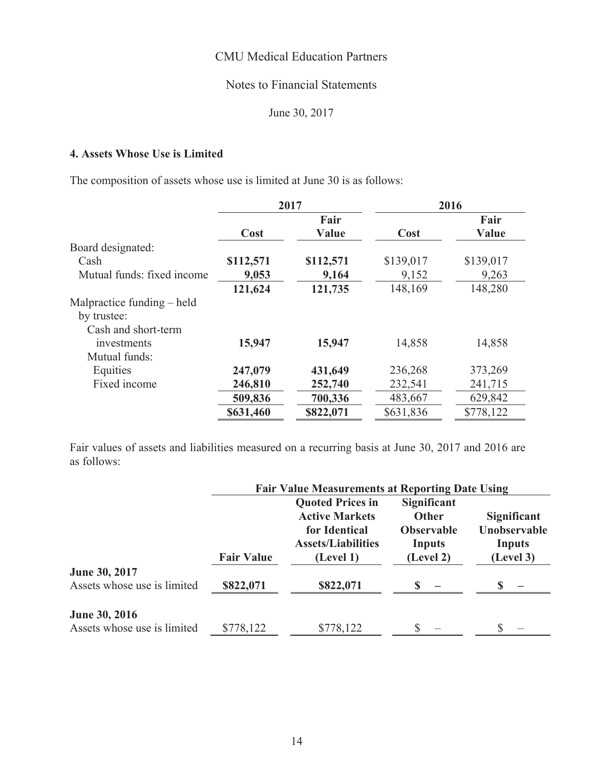CMU Medical Education Partners

Notes to Financial Statements

June 30, 2017

### 4. Assets Whose Use is Limited

The composition of assets whose use is limited at June 30 is as follows:

| | 2017 | | 2016 | |
|---|---|---|---|---|
| | **Cost** | **Fair Value** | **Cost** | **Fair Value** |
| Board designated: | | | | |
| Cash | **$112,571** | **$112,571** | $139,017 | $139,017 |
| Mutual funds: fixed income | **9,053** | **9,164** | 9,152 | 9,263 |
| | **121,624** | **121,735** | 148,169 | 148,280 |
| Malpractice funding – held by trustee: | | | | |
| Cash and short-term investments | **15,947** | **15,947** | 14,858 | 14,858 |
| Mutual funds: | | | | |
| Equities | **247,079** | **431,649** | 236,268 | 373,269 |
| Fixed income | **246,810** | **252,740** | 232,541 | 241,715 |
| | **509,836** | **700,336** | 483,667 | 629,842 |
| | **$631,460** | **$822,071** | $631,836 | $778,122 |

Fair values of assets and liabilities measured on a recurring basis at June 30, 2017 and 2016 are as follows:

| | Fair Value Measurements at Reporting Date Using | | | |
|---|---|---|---|---|
| | **Fair Value** | **Quoted Prices in Active Markets for Identical Assets/Liabilities (Level 1)** | **Significant Other Observable Inputs (Level 2)** | **Significant Unobservable Inputs (Level 3)** |
| **June 30, 2017** | | | | |
| Assets whose use is limited | **$822,071** | **$822,071** | **$ –** | **$ –** |
| **June 30, 2016** | | | | |
| Assets whose use is limited | $778,122 | $778,122 | $ – | $ – |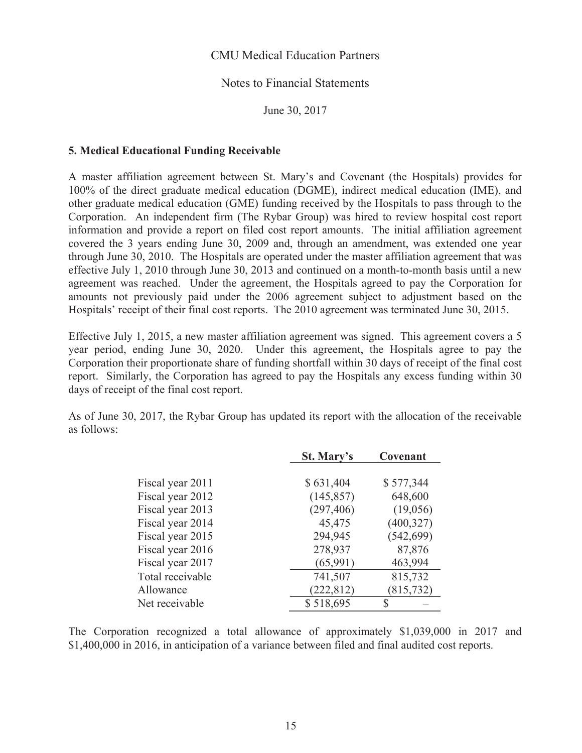CMU Medical Education Partners

Notes to Financial Statements

June 30, 2017

### 5. Medical Educational Funding Receivable

A master affiliation agreement between St. Mary's and Covenant (the Hospitals) provides for 100% of the direct graduate medical education (DGME), indirect medical education (IME), and other graduate medical education (GME) funding received by the Hospitals to pass through to the Corporation. An independent firm (The Rybar Group) was hired to review hospital cost report information and provide a report on filed cost report amounts. The initial affiliation agreement covered the 3 years ending June 30, 2009 and, through an amendment, was extended one year through June 30, 2010. The Hospitals are operated under the master affiliation agreement that was effective July 1, 2010 through June 30, 2013 and continued on a month-to-month basis until a new agreement was reached. Under the agreement, the Hospitals agreed to pay the Corporation for amounts not previously paid under the 2006 agreement subject to adjustment based on the Hospitals' receipt of their final cost reports. The 2010 agreement was terminated June 30, 2015.

Effective July 1, 2015, a new master affiliation agreement was signed. This agreement covers a 5 year period, ending June 30, 2020. Under this agreement, the Hospitals agree to pay the Corporation their proportionate share of funding shortfall within 30 days of receipt of the final cost report. Similarly, the Corporation has agreed to pay the Hospitals any excess funding within 30 days of receipt of the final cost report.

As of June 30, 2017, the Rybar Group has updated its report with the allocation of the receivable as follows:

| | St. Mary's | Covenant |
|---|---|---|
| Fiscal year 2011 | $ 631,404 | $ 577,344 |
| Fiscal year 2012 | (145,857) | 648,600 |
| Fiscal year 2013 | (297,406) | (19,056) |
| Fiscal year 2014 | 45,475 | (400,327) |
| Fiscal year 2015 | 294,945 | (542,699) |
| Fiscal year 2016 | 278,937 | 87,876 |
| Fiscal year 2017 | (65,991) | 463,994 |
| Total receivable | 741,507 | 815,732 |
| Allowance | (222,812) | (815,732) |
| Net receivable | $ 518,695 | $ – |

The Corporation recognized a total allowance of approximately $1,039,000 in 2017 and $1,400,000 in 2016, in anticipation of a variance between filed and final audited cost reports.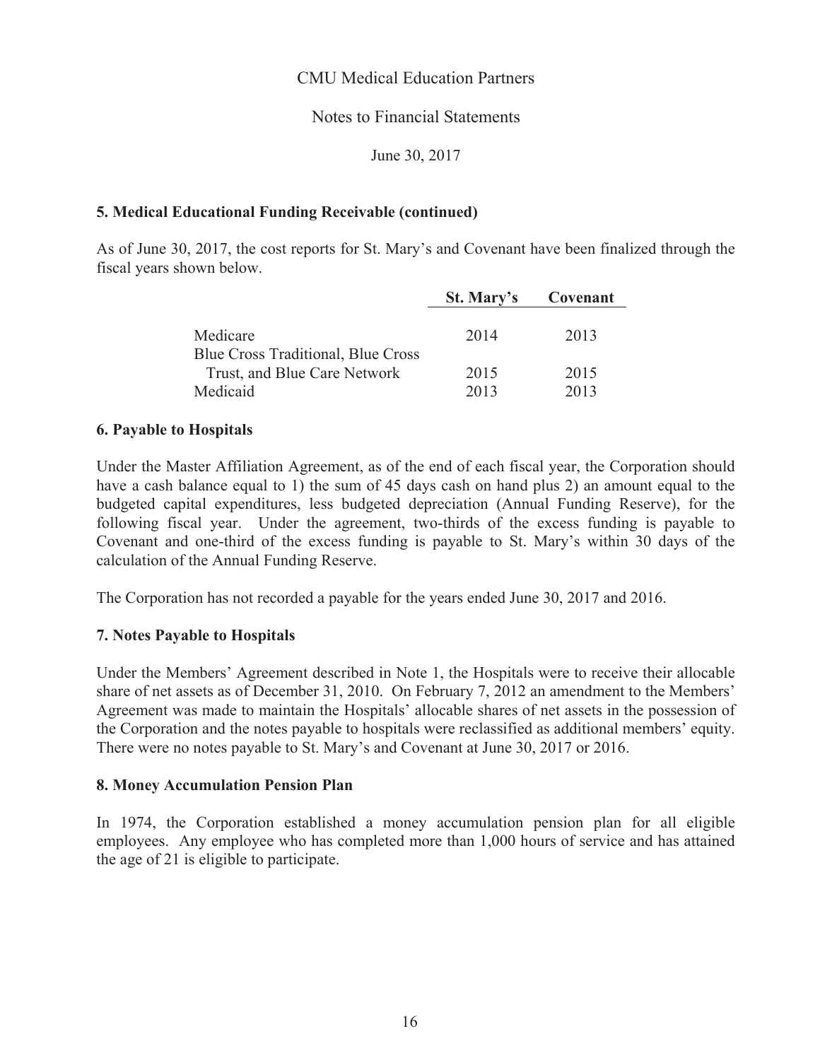# CMU Medical Education Partners

## Notes to Financial Statements

June 30, 2017

### 5. Medical Educational Funding Receivable (continued)

As of June 30, 2017, the cost reports for St. Mary's and Covenant have been finalized through the fiscal years shown below.

| | St. Mary's | Covenant |
|---|---|---|
| Medicare | 2014 | 2013 |
| Blue Cross Traditional, Blue Cross Trust, and Blue Care Network | 2015 | 2015 |
| Medicaid | 2013 | 2013 |

### 6. Payable to Hospitals

Under the Master Affiliation Agreement, as of the end of each fiscal year, the Corporation should have a cash balance equal to 1) the sum of 45 days cash on hand plus 2) an amount equal to the budgeted capital expenditures, less budgeted depreciation (Annual Funding Reserve), for the following fiscal year. Under the agreement, two-thirds of the excess funding is payable to Covenant and one-third of the excess funding is payable to St. Mary's within 30 days of the calculation of the Annual Funding Reserve.

The Corporation has not recorded a payable for the years ended June 30, 2017 and 2016.

### 7. Notes Payable to Hospitals

Under the Members' Agreement described in Note 1, the Hospitals were to receive their allocable share of net assets as of December 31, 2010. On February 7, 2012 an amendment to the Members' Agreement was made to maintain the Hospitals' allocable shares of net assets in the possession of the Corporation and the notes payable to hospitals were reclassified as additional members' equity. There were no notes payable to St. Mary's and Covenant at June 30, 2017 or 2016.

### 8. Money Accumulation Pension Plan

In 1974, the Corporation established a money accumulation pension plan for all eligible employees. Any employee who has completed more than 1,000 hours of service and has attained the age of 21 is eligible to participate.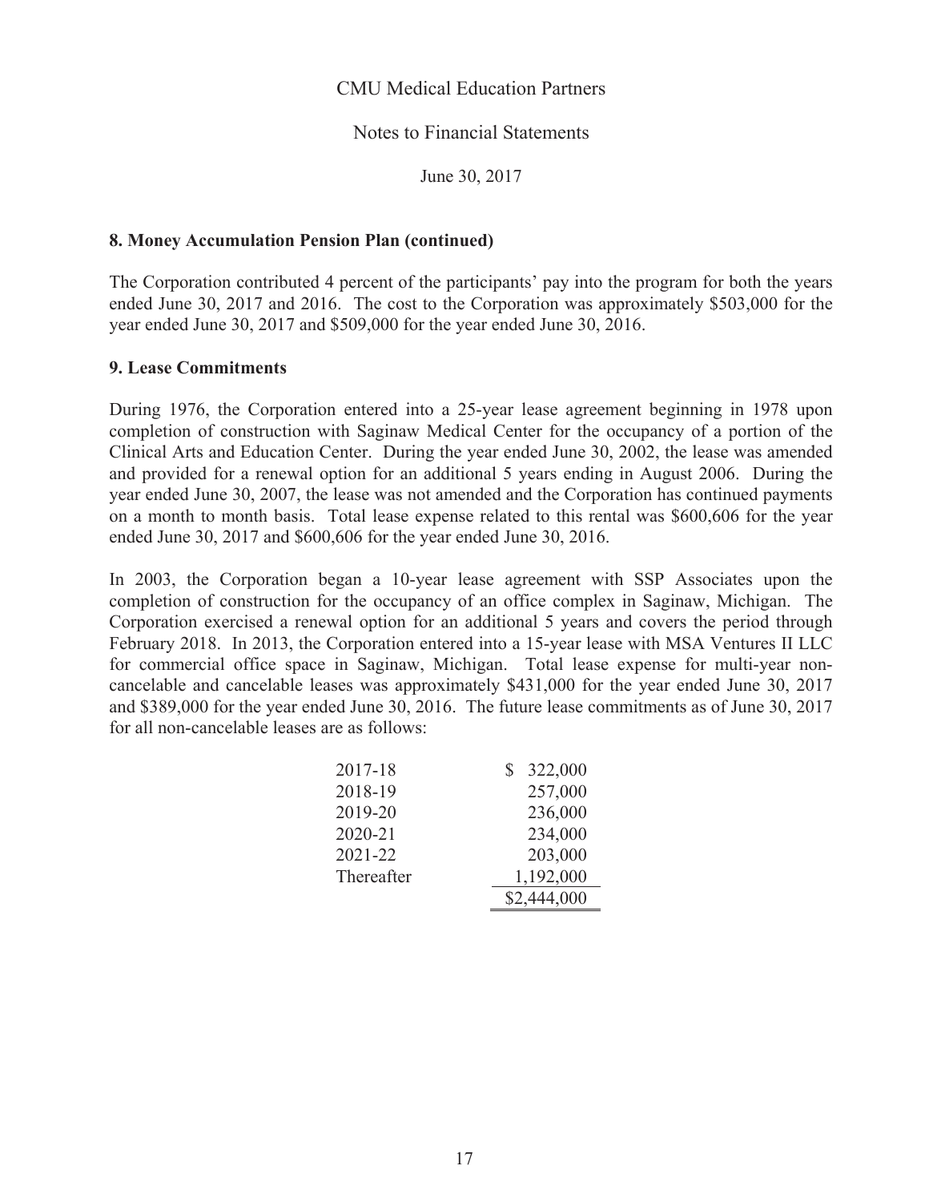CMU Medical Education Partners

Notes to Financial Statements

June 30, 2017

**8. Money Accumulation Pension Plan (continued)**

The Corporation contributed 4 percent of the participants' pay into the program for both the years ended June 30, 2017 and 2016. The cost to the Corporation was approximately $503,000 for the year ended June 30, 2017 and $509,000 for the year ended June 30, 2016.

**9. Lease Commitments**

During 1976, the Corporation entered into a 25-year lease agreement beginning in 1978 upon completion of construction with Saginaw Medical Center for the occupancy of a portion of the Clinical Arts and Education Center. During the year ended June 30, 2002, the lease was amended and provided for a renewal option for an additional 5 years ending in August 2006. During the year ended June 30, 2007, the lease was not amended and the Corporation has continued payments on a month to month basis. Total lease expense related to this rental was $600,606 for the year ended June 30, 2017 and $600,606 for the year ended June 30, 2016.

In 2003, the Corporation began a 10-year lease agreement with SSP Associates upon the completion of construction for the occupancy of an office complex in Saginaw, Michigan. The Corporation exercised a renewal option for an additional 5 years and covers the period through February 2018. In 2013, the Corporation entered into a 15-year lease with MSA Ventures II LLC for commercial office space in Saginaw, Michigan. Total lease expense for multi-year non-cancelable and cancelable leases was approximately $431,000 for the year ended June 30, 2017 and $389,000 for the year ended June 30, 2016. The future lease commitments as of June 30, 2017 for all non-cancelable leases are as follows:

| | |
|---|---|
| 2017-18 | $ 322,000 |
| 2018-19 | 257,000 |
| 2019-20 | 236,000 |
| 2020-21 | 234,000 |
| 2021-22 | 203,000 |
| Thereafter | 1,192,000 |
| | $2,444,000 |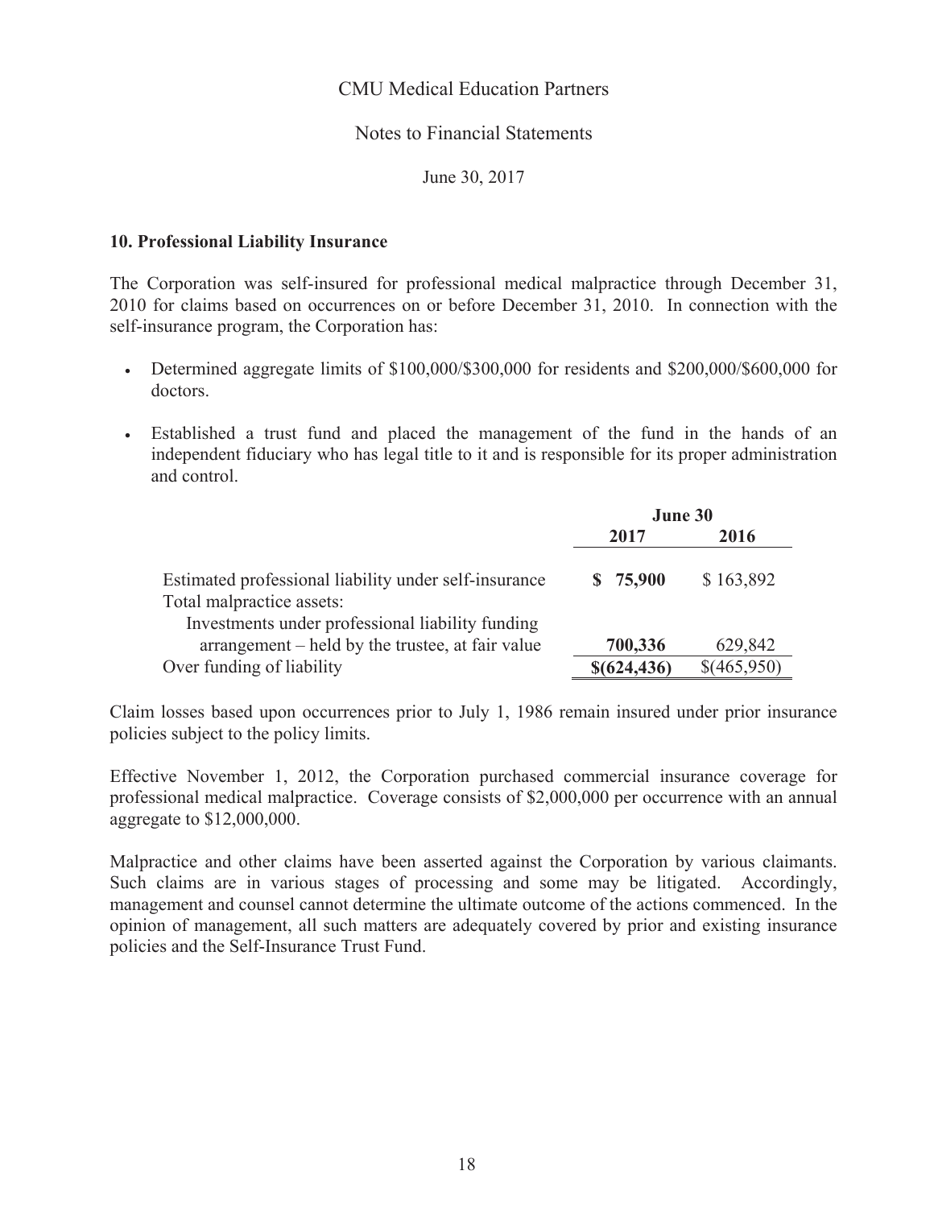## 10. Professional Liability Insurance

The Corporation was self-insured for professional medical malpractice through December 31, 2010 for claims based on occurrences on or before December 31, 2010. In connection with the self-insurance program, the Corporation has:

- Determined aggregate limits of \$100,000/\$300,000 for residents and \$200,000/\$600,000 for doctors.
- Established a trust fund and placed the management of the fund in the hands of an independent fiduciary who has legal title to it and is responsible for its proper administration and control.

| | June 30 | |
|---|---|---|
| | **2017** | **2016** |
| Estimated professional liability under self-insurance | **\$ 75,900** | \$ 163,892 |
| Total malpractice assets: | | |
| Investments under professional liability funding arrangement – held by the trustee, at fair value | **700,336** | 629,842 |
| Over funding of liability | **\$(624,436)** | \$(465,950) |

Claim losses based upon occurrences prior to July 1, 1986 remain insured under prior insurance policies subject to the policy limits.

Effective November 1, 2012, the Corporation purchased commercial insurance coverage for professional medical malpractice. Coverage consists of \$2,000,000 per occurrence with an annual aggregate to \$12,000,000.

Malpractice and other claims have been asserted against the Corporation by various claimants. Such claims are in various stages of processing and some may be litigated. Accordingly, management and counsel cannot determine the ultimate outcome of the actions commenced. In the opinion of management, all such matters are adequately covered by prior and existing insurance policies and the Self-Insurance Trust Fund.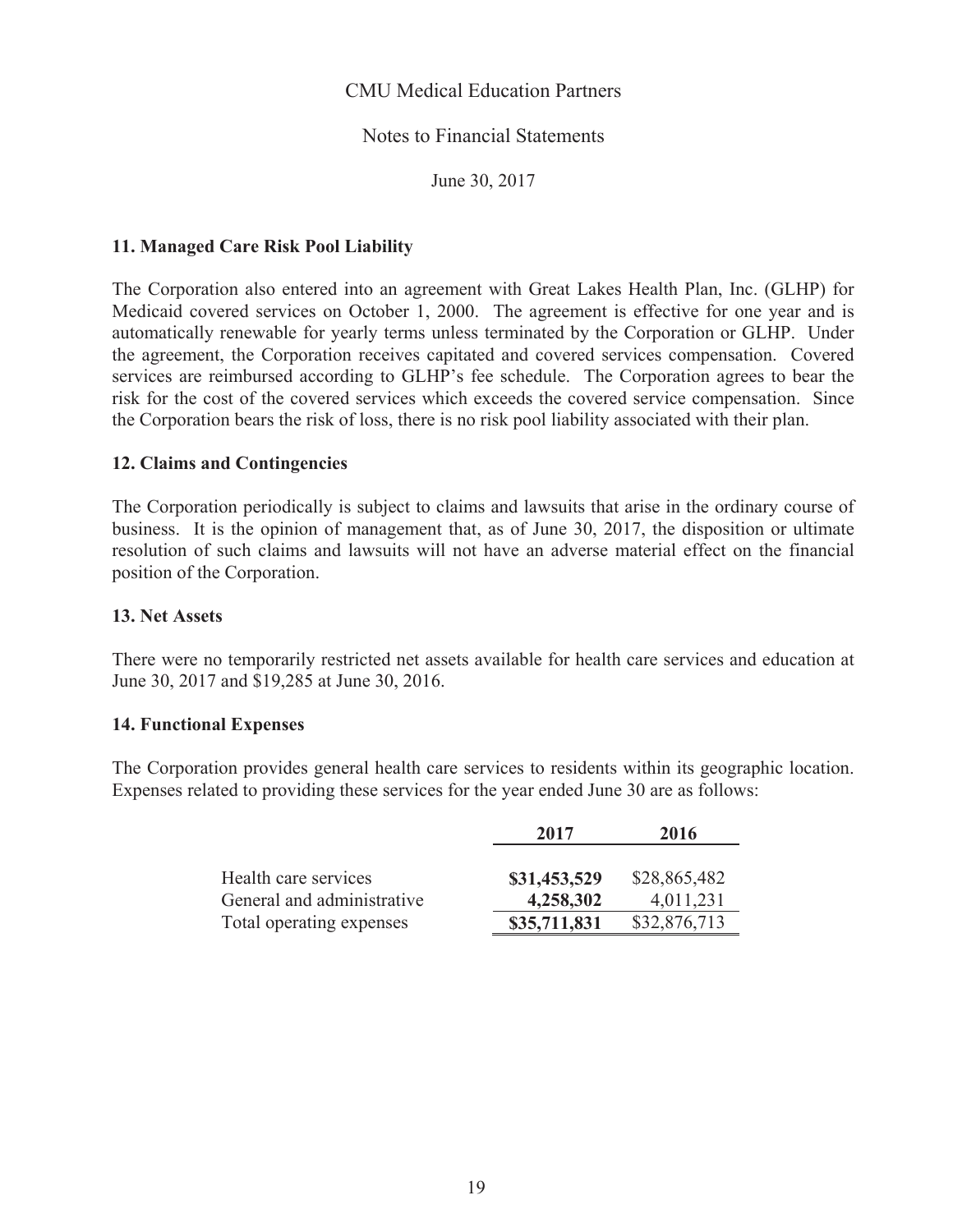CMU Medical Education Partners

Notes to Financial Statements

June 30, 2017

## 11. Managed Care Risk Pool Liability

The Corporation also entered into an agreement with Great Lakes Health Plan, Inc. (GLHP) for Medicaid covered services on October 1, 2000. The agreement is effective for one year and is automatically renewable for yearly terms unless terminated by the Corporation or GLHP. Under the agreement, the Corporation receives capitated and covered services compensation. Covered services are reimbursed according to GLHP's fee schedule. The Corporation agrees to bear the risk for the cost of the covered services which exceeds the covered service compensation. Since the Corporation bears the risk of loss, there is no risk pool liability associated with their plan.

## 12. Claims and Contingencies

The Corporation periodically is subject to claims and lawsuits that arise in the ordinary course of business. It is the opinion of management that, as of June 30, 2017, the disposition or ultimate resolution of such claims and lawsuits will not have an adverse material effect on the financial position of the Corporation.

## 13. Net Assets

There were no temporarily restricted net assets available for health care services and education at June 30, 2017 and $19,285 at June 30, 2016.

## 14. Functional Expenses

The Corporation provides general health care services to residents within its geographic location. Expenses related to providing these services for the year ended June 30 are as follows:

| | **2017** | **2016** |
|---|---|---|
| Health care services | **$31,453,529** | $28,865,482 |
| General and administrative | **4,258,302** | 4,011,231 |
| Total operating expenses | **$35,711,831** | $32,876,713 |